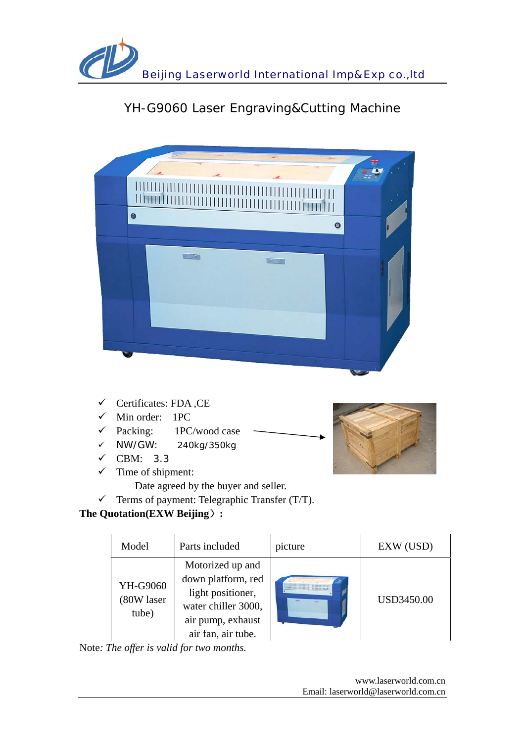Beijing Laserworld International Imp&Exp co.,ltd

# YH-G9060 Laser Engraving&Cutting Machine

- ✓ Certificates: FDA ,CE
- ✓ Min order: 1PC
- ✓ Packing: 1PC/wood case
- ✓ NW/GW: 240kg/350kg
- ✓ CBM: 3.3
- ✓ Time of shipment:
  
  Date agreed by the buyer and seller.
- ✓ Terms of payment: Telegraphic Transfer (T/T).

**The Quotation(EXW Beijing）:**

| Model | Parts included | picture | EXW (USD) |
|---|---|---|---|
| YH-G9060 (80W laser tube) | Motorized up and down platform, red light positioner, water chiller 3000, air pump, exhaust air fan, air tube. | | USD3450.00 |

Note*: The offer is valid for two months.*

www.laserworld.com.cn
Email: laserworld@laserworld.com.cn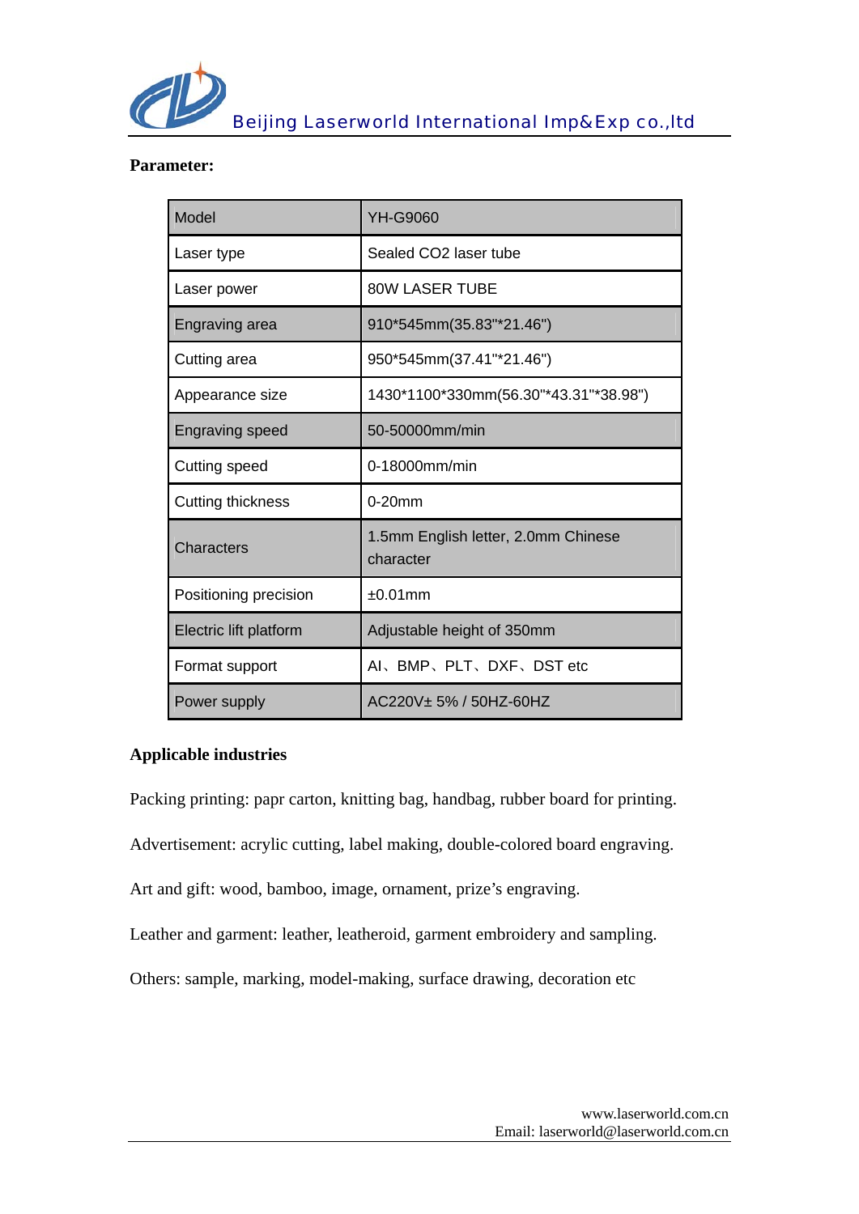**Parameter:**

| Model | YH-G9060 |
|---|---|
| Laser type | Sealed $CO_2$ laser tube |
| Laser power | 80W LASER TUBE |
| Engraving area | 910*545mm(35.83"*21.46") |
| Cutting area | 950*545mm(37.41"*21.46") |
| Appearance size | 1430*1100*330mm(56.30"*43.31"*38.98") |
| Engraving speed | 50-50000mm/min |
| Cutting speed | 0-18000mm/min |
| Cutting thickness | 0-20mm |
| Characters | 1.5mm English letter, 2.0mm Chinese character |
| Positioning precision | ±0.01mm |
| Electric lift platform | Adjustable height of 350mm |
| Format support | AI、BMP、PLT、DXF、DST etc |
| Power supply | AC220V± 5% / 50HZ-60HZ |

**Applicable industries**

Packing printing: papr carton, knitting bag, handbag, rubber board for printing.

Advertisement: acrylic cutting, label making, double-colored board engraving.

Art and gift: wood, bamboo, image, ornament, prize's engraving.

Leather and garment: leather, leatheroid, garment embroidery and sampling.

Others: sample, marking, model-making, surface drawing, decoration etc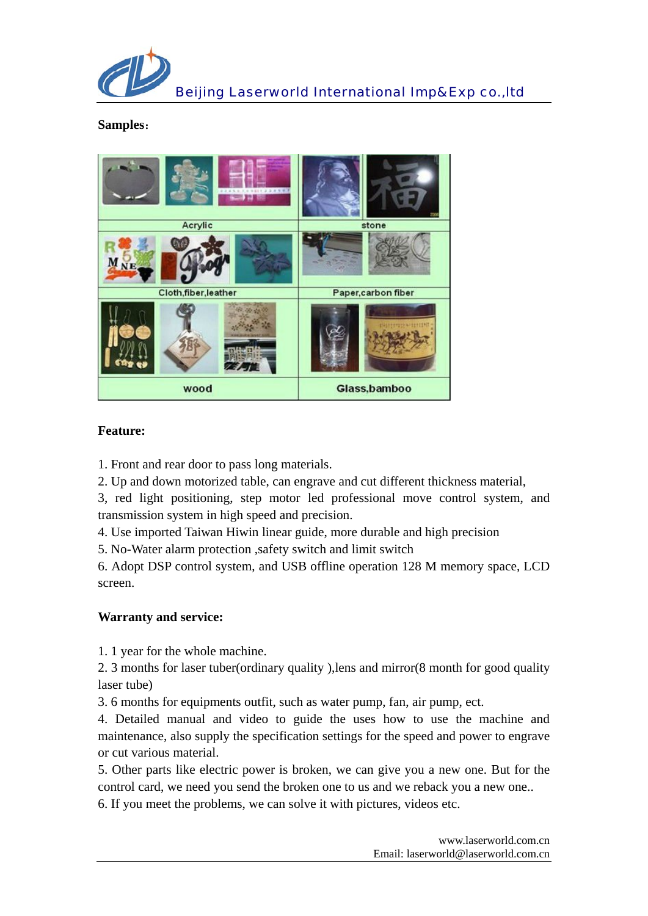**Samples:**

**Feature:**

1. Front and rear door to pass long materials.
2. Up and down motorized table, can engrave and cut different thickness material,
3, red light positioning, step motor led professional move control system, and transmission system in high speed and precision.
4. Use imported Taiwan Hiwin linear guide, more durable and high precision
5. No-Water alarm protection ,safety switch and limit switch
6. Adopt DSP control system, and USB offline operation 128 M memory space, LCD screen.

**Warranty and service:**

1. 1 year for the whole machine.
2. 3 months for laser tuber(ordinary quality ),lens and mirror(8 month for good quality laser tube)
3. 6 months for equipments outfit, such as water pump, fan, air pump, ect.
4. Detailed manual and video to guide the uses how to use the machine and maintenance, also supply the specification settings for the speed and power to engrave or cut various material.
5. Other parts like electric power is broken, we can give you a new one. But for the control card, we need you send the broken one to us and we reback you a new one..
6. If you meet the problems, we can solve it with pictures, videos etc.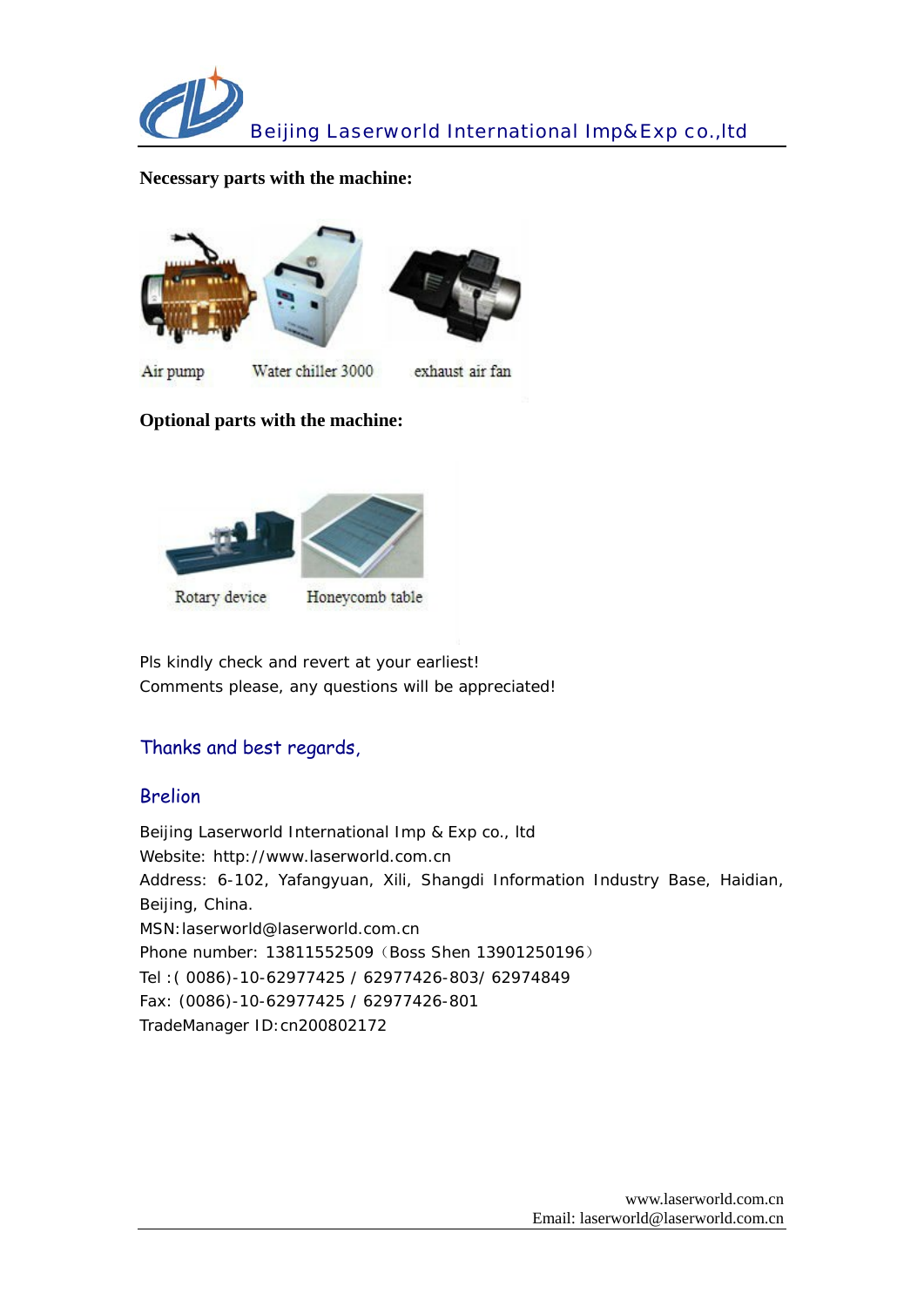**Necessary parts with the machine:**

Air pump Water chiller 3000 exhaust air fan

**Optional parts with the machine:**

Rotary device Honeycomb table

Pls kindly check and revert at your earliest!
Comments please, any questions will be appreciated!

Thanks and best regards,

Brelion

Beijing Laserworld International Imp & Exp co., ltd
Website: http://www.laserworld.com.cn
Address: 6-102, Yafangyuan, Xili, Shangdi Information Industry Base, Haidian, Beijing, China.
MSN:laserworld@laserworld.com.cn
Phone number: 13811552509（Boss Shen 13901250196）
Tel :( 0086)-10-62977425 / 62977426-803/ 62974849
Fax: (0086)-10-62977425 / 62977426-801
TradeManager ID:cn200802172